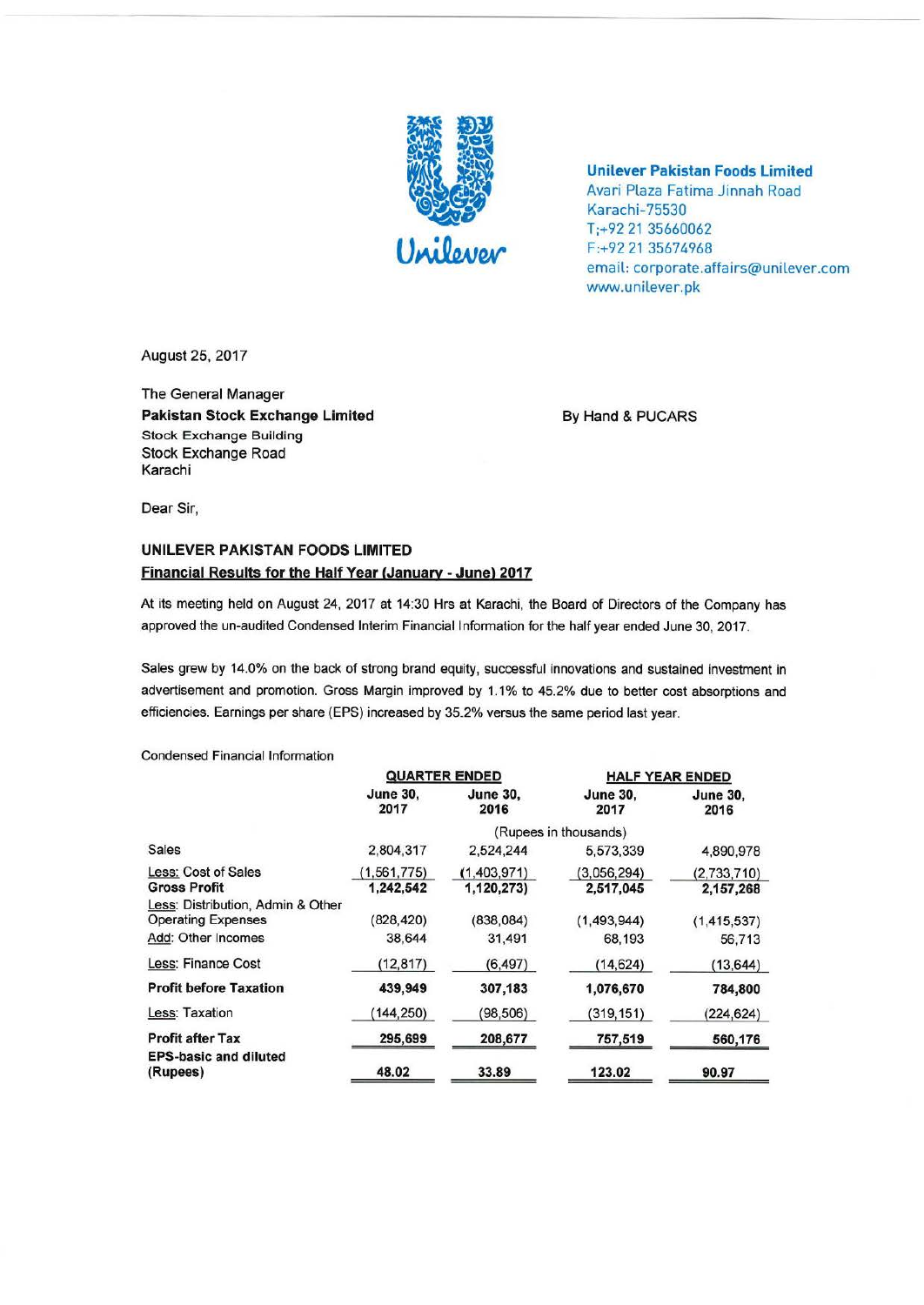Unilever

**Unilever Pakistan Foods Limited**
Avari Plaza Fatima Jinnah Road
Karachi-75530
T;+92 21 35660062
F:+92 21 35674968
email: corporate.affairs@unilever.com
www.unilever.pk

August 25, 2017

The General Manager
**Pakistan Stock Exchange Limited**
Stock Exchange Building
Stock Exchange Road
Karachi

By Hand & PUCARS

Dear Sir,

**UNILEVER PAKISTAN FOODS LIMITED**
**Financial Results for the Half Year (January - June) 2017**

At its meeting held on August 24, 2017 at 14:30 Hrs at Karachi, the Board of Directors of the Company has approved the un-audited Condensed Interim Financial Information for the half year ended June 30, 2017.

Sales grew by 14.0% on the back of strong brand equity, successful innovations and sustained investment in advertisement and promotion. Gross Margin improved by 1.1% to 45.2% due to better cost absorptions and efficiencies. Earnings per share (EPS) increased by 35.2% versus the same period last year.

Condensed Financial Information

| | QUARTER ENDED | | HALF YEAR ENDED | |
|---|---|---|---|---|
| | June 30, 2017 | June 30, 2016 | June 30, 2017 | June 30, 2016 |
| | (Rupees in thousands) | | | |
| Sales | 2,804,317 | 2,524,244 | 5,573,339 | 4,890,978 |
| Less: Cost of Sales | (1,561,775) | (1,403,971) | (3,056,294) | (2,733,710) |
| **Gross Profit** | **1,242,542** | **1,120,273** | **2,517,045** | **2,157,268** |
| Less: Distribution, Admin & Other Operating Expenses | (828,420) | (838,084) | (1,493,944) | (1,415,537) |
| Add: Other Incomes | 38,644 | 31,491 | 68,193 | 56,713 |
| Less: Finance Cost | (12,817) | (6,497) | (14,624) | (13,644) |
| **Profit before Taxation** | **439,949** | **307,183** | **1,076,670** | **784,800** |
| Less: Taxation | (144,250) | (98,506) | (319,151) | (224,624) |
| **Profit after Tax** | **295,699** | **208,677** | **757,519** | **560,176** |
| **EPS-basic and diluted (Rupees)** | **48.02** | **33.89** | **123.02** | **90.97** |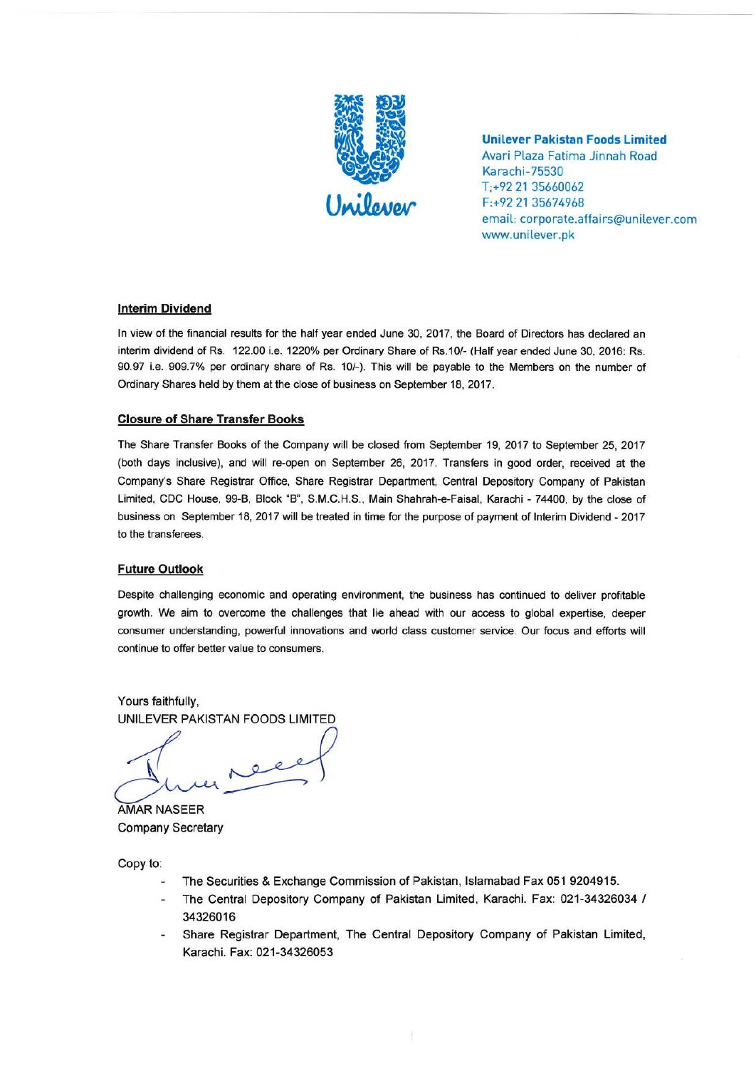**Unilever Pakistan Foods Limited**
Avari Plaza Fatima Jinnah Road
Karachi-75530
T;+92 21 35660062
F:+92 21 35674968
email: corporate.affairs@unilever.com
www.unilever.pk

## Interim Dividend

In view of the financial results for the half year ended June 30, 2017, the Board of Directors has declared an interim dividend of Rs. 122.00 i.e. 1220% per Ordinary Share of Rs.10/- (Half year ended June 30, 2016: Rs. 90.97 i.e. 909.7% per ordinary share of Rs. 10/-). This will be payable to the Members on the number of Ordinary Shares held by them at the close of business on September 18, 2017.

## Closure of Share Transfer Books

The Share Transfer Books of the Company will be closed from September 19, 2017 to September 25, 2017 (both days inclusive), and will re-open on September 26, 2017. Transfers in good order, received at the Company's Share Registrar Office, Share Registrar Department, Central Depository Company of Pakistan Limited, CDC House, 99-B, Block "B", S.M.C.H.S., Main Shahrah-e-Faisal, Karachi - 74400, by the close of business on September 18, 2017 will be treated in time for the purpose of payment of Interim Dividend - 2017 to the transferees.

## Future Outlook

Despite challenging economic and operating environment, the business has continued to deliver profitable growth. We aim to overcome the challenges that lie ahead with our access to global expertise, deeper consumer understanding, powerful innovations and world class customer service. Our focus and efforts will continue to offer better value to consumers.

Yours faithfully,
UNILEVER PAKISTAN FOODS LIMITED

AMAR NASEER
Company Secretary

Copy to:

- The Securities & Exchange Commission of Pakistan, Islamabad Fax 051 9204915.
- The Central Depository Company of Pakistan Limited, Karachi. Fax: 021-34326034 / 34326016
- Share Registrar Department, The Central Depository Company of Pakistan Limited, Karachi. Fax: 021-34326053